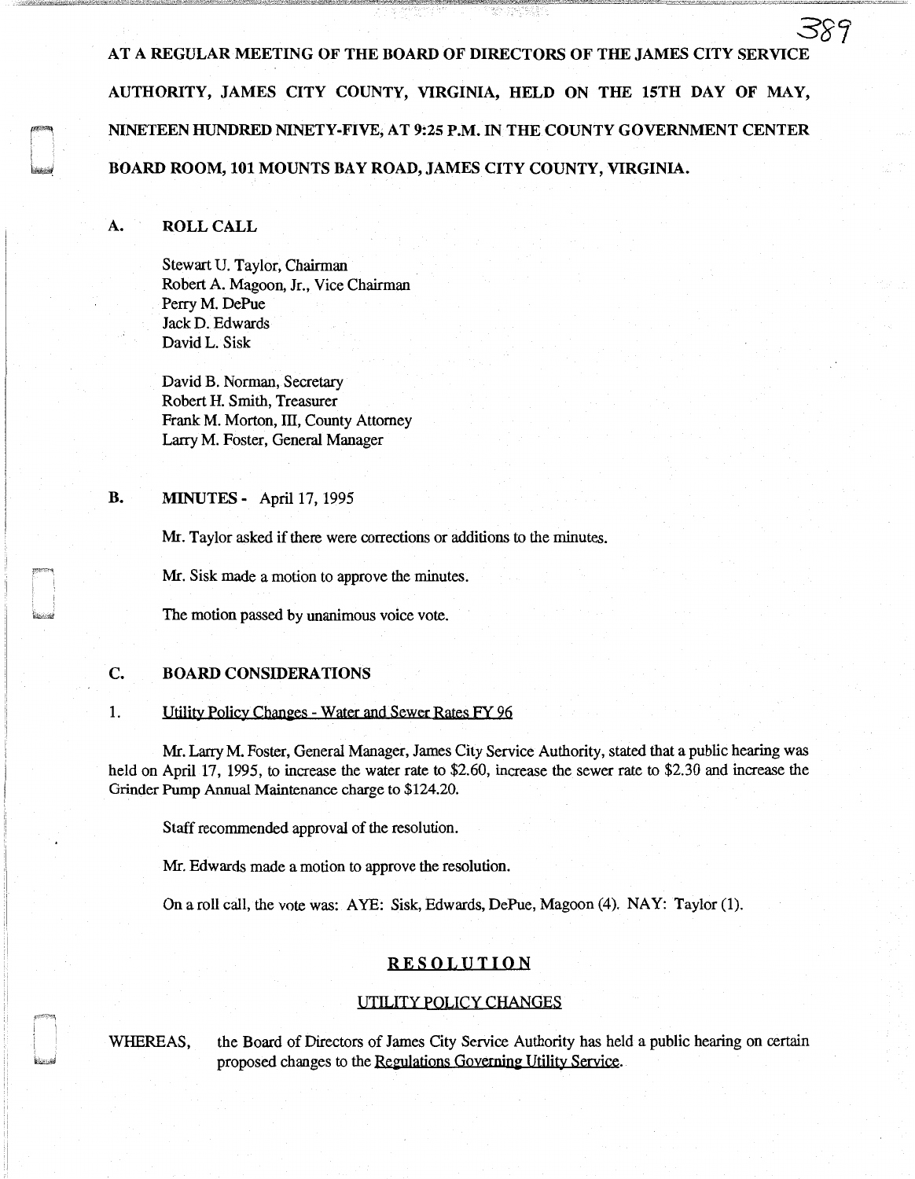**AT A REGULAR MEETING OF THE BOARD OF DIRECTORS OF THE JAMES CITY SERVICE AUTHORITY, JAMES CITY COUNTY, VIRGINIA, HELD ON THE 15TH DAY OF MAY, NINETEEN HUNDRED NINETY-FIVE, AT 9:25 P.M. IN THE COUNTY GOVERNMENT CENTER BOARD ROOM, 101 MOUNTS BAY ROAD, JAMES CITY COUNTY, VIRGINIA.**

## A. ROLL CALL

Stewart U. Taylor, Chairman
Robert A. Magoon, Jr., Vice Chairman
Perry M. DePue
Jack D. Edwards
David L. Sisk

David B. Norman, Secretary
Robert H. Smith, Treasurer
Frank M. Morton, III, County Attorney
Larry M. Foster, General Manager

## B. MINUTES - April 17, 1995

Mr. Taylor asked if there were corrections or additions to the minutes.

Mr. Sisk made a motion to approve the minutes.

The motion passed by unanimous voice vote.

## C. BOARD CONSIDERATIONS

1. Utility Policy Changes - Water and Sewer Rates FY 96

Mr. Larry M. Foster, General Manager, James City Service Authority, stated that a public hearing was held on April 17, 1995, to increase the water rate to $2.60, increase the sewer rate to $2.30 and increase the Grinder Pump Annual Maintenance charge to $124.20.

Staff recommended approval of the resolution.

Mr. Edwards made a motion to approve the resolution.

On a roll call, the vote was: AYE: Sisk, Edwards, DePue, Magoon (4). NAY: Taylor (1).

**RESOLUTION**

UTILITY POLICY CHANGES

WHEREAS, the Board of Directors of James City Service Authority has held a public hearing on certain proposed changes to the Regulations Governing Utility Service.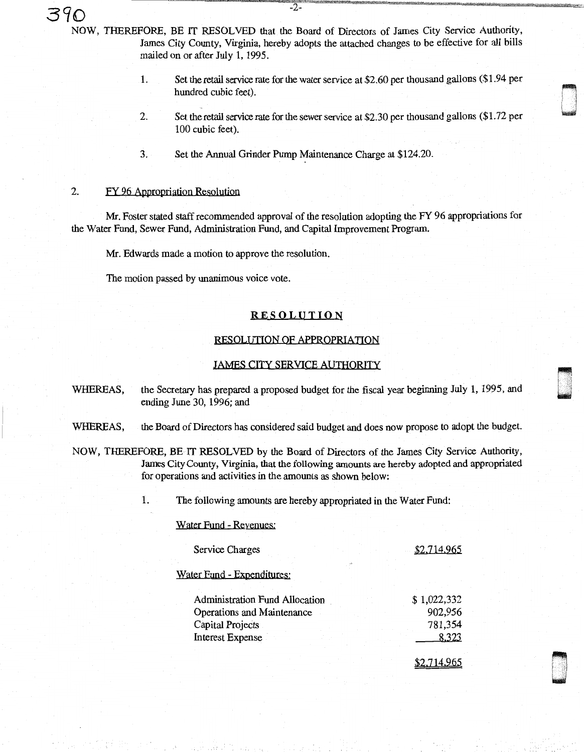NOW, THEREFORE, BE IT RESOLVED that the Board of Directors of James City Service Authority, James City County, Virginia, hereby adopts the attached changes to be effective for all bills mailed on or after July 1, 1995.

1. Set the retail service rate for the water service at $2.60 per thousand gallons ($1.94 per hundred cubic feet).

2. Set the retail service rate for the sewer service at $2.30 per thousand gallons ($1.72 per 100 cubic feet).

3. Set the Annual Grinder Pump Maintenance Charge at $124.20.

2. FY 96 Appropriation Resolution

Mr. Foster stated staff recommended approval of the resolution adopting the FY 96 appropriations for the Water Fund, Sewer Fund, Administration Fund, and Capital Improvement Program.

Mr. Edwards made a motion to approve the resolution.

The motion passed by unanimous voice vote.

**RESOLUTION**

RESOLUTION OF APPROPRIATION

JAMES CITY SERVICE AUTHORITY

WHEREAS, the Secretary has prepared a proposed budget for the fiscal year beginning July 1, 1995, and ending June 30, 1996; and

WHEREAS, the Board of Directors has considered said budget and does now propose to adopt the budget.

NOW, THEREFORE, BE IT RESOLVED by the Board of Directors of the James City Service Authority, James City County, Virginia, that the following amounts are hereby adopted and appropriated for operations and activities in the amounts as shown below:

1. The following amounts are hereby appropriated in the Water Fund:

Water Fund - Revenues:

| | |
|---|---|
| Service Charges | $2,714,965 |

Water Fund - Expenditures:

| | |
|---|---|
| Administration Fund Allocation | $ 1,022,332 |
| Operations and Maintenance | 902,956 |
| Capital Projects | 781,354 |
| Interest Expense | 8,323 |
| | $2,714,965 |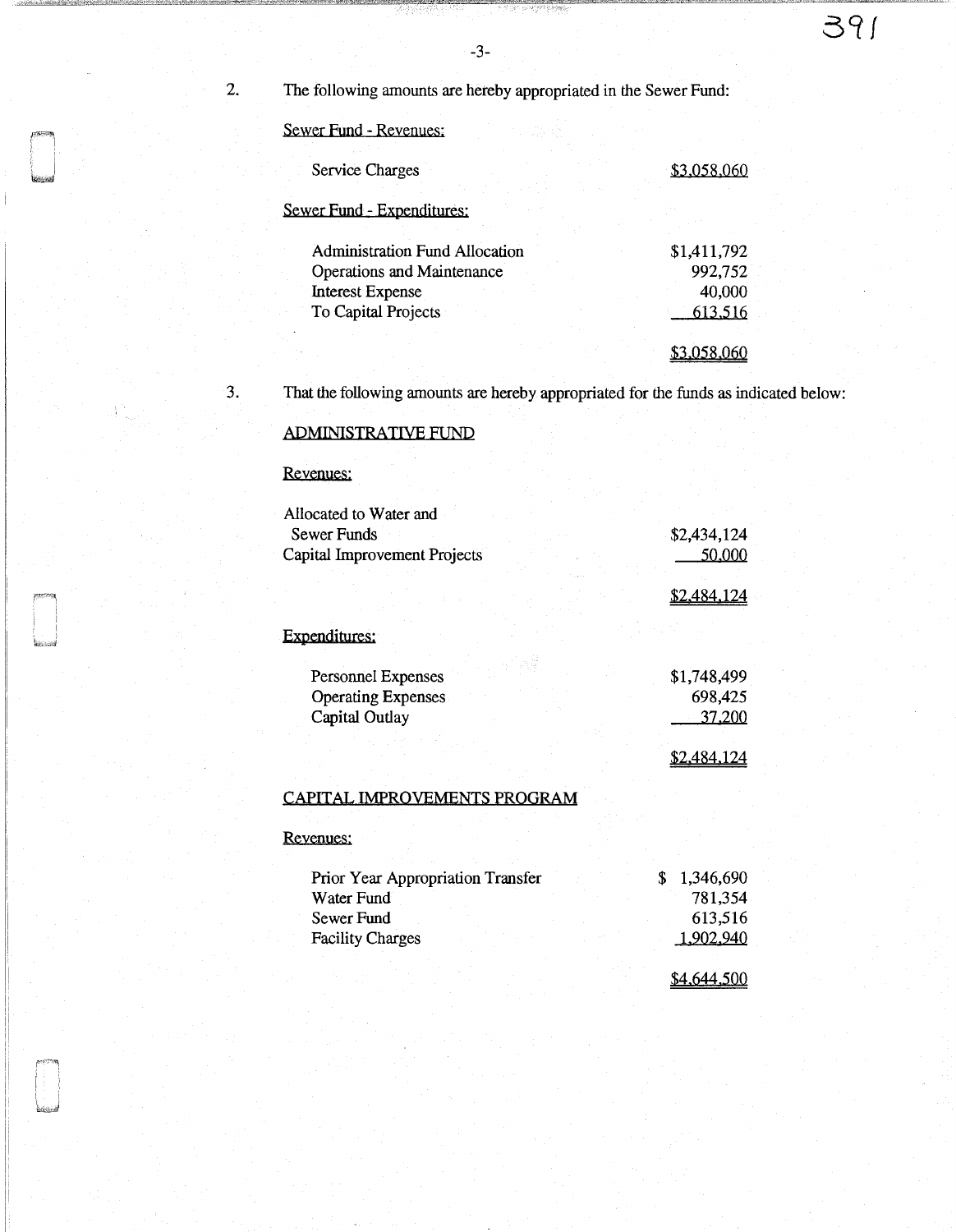2. The following amounts are hereby appropriated in the Sewer Fund:

Sewer Fund - Revenues:

| | |
|---|---|
| Service Charges | $3,058,060 |

Sewer Fund - Expenditures:

| | |
|---|---|
| Administration Fund Allocation | $1,411,792 |
| Operations and Maintenance | 992,752 |
| Interest Expense | 40,000 |
| To Capital Projects | 613,516 |
| | $3,058,060 |

3. That the following amounts are hereby appropriated for the funds as indicated below:

ADMINISTRATIVE FUND

Revenues:

| | |
|---|---|
| Allocated to Water and Sewer Funds | $2,434,124 |
| Capital Improvement Projects | 50,000 |
| | $2,484,124 |

Expenditures:

| | |
|---|---|
| Personnel Expenses | $1,748,499 |
| Operating Expenses | 698,425 |
| Capital Outlay | 37,200 |
| | $2,484,124 |

CAPITAL IMPROVEMENTS PROGRAM

Revenues:

| | |
|---|---|
| Prior Year Appropriation Transfer | $ 1,346,690 |
| Water Fund | 781,354 |
| Sewer Fund | 613,516 |
| Facility Charges | 1,902,940 |
| | $4,644,500 |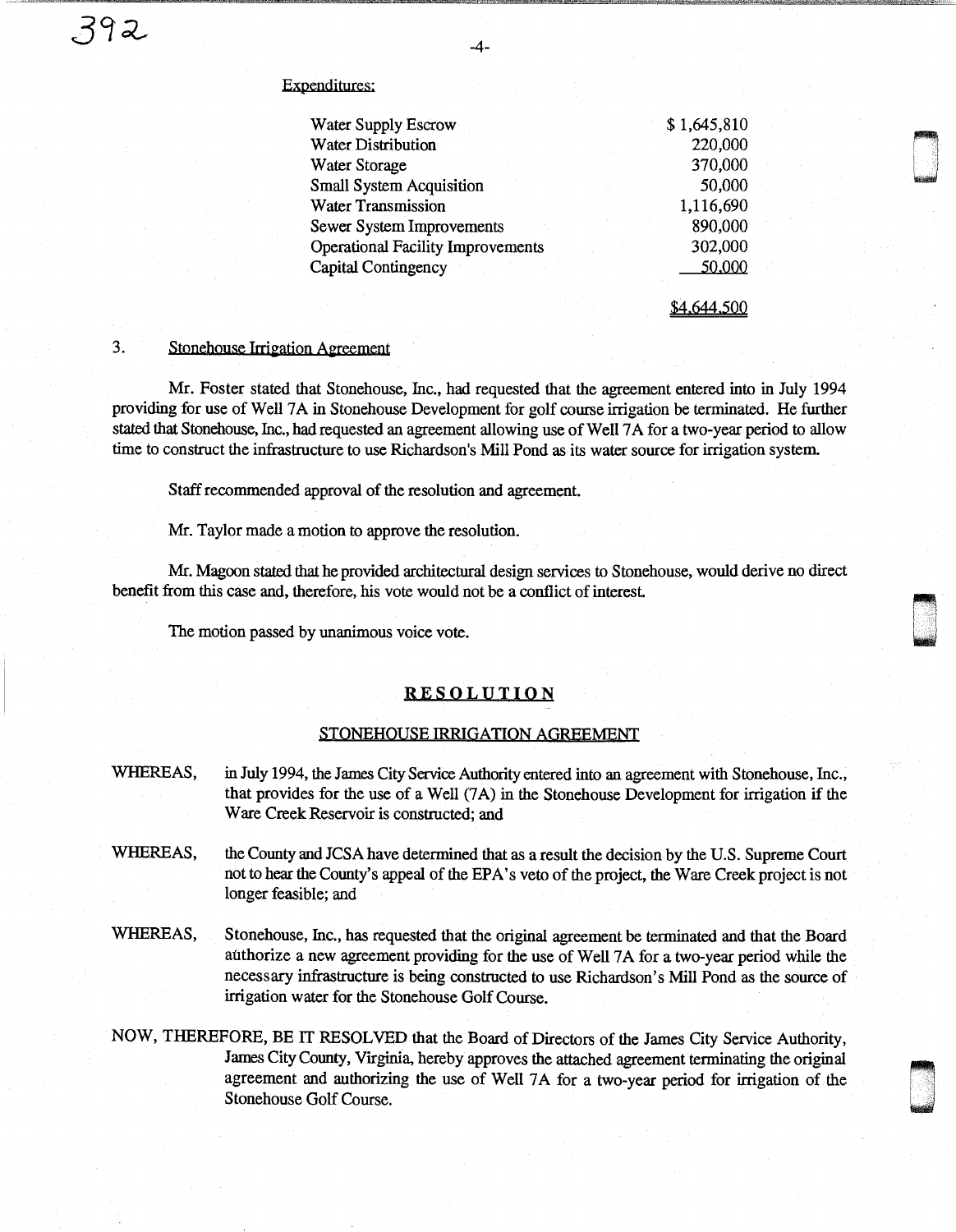Expenditures:

| | |
|---|---:|
| Water Supply Escrow | $ 1,645,810 |
| Water Distribution | 220,000 |
| Water Storage | 370,000 |
| Small System Acquisition | 50,000 |
| Water Transmission | 1,116,690 |
| Sewer System Improvements | 890,000 |
| Operational Facility Improvements | 302,000 |
| Capital Contingency | 50,000 |
| | $4,644,500 |

3. Stonehouse Irrigation Agreement

Mr. Foster stated that Stonehouse, Inc., had requested that the agreement entered into in July 1994 providing for use of Well 7A in Stonehouse Development for golf course irrigation be terminated. He further stated that Stonehouse, Inc., had requested an agreement allowing use of Well 7A for a two-year period to allow time to construct the infrastructure to use Richardson's Mill Pond as its water source for irrigation system.

Staff recommended approval of the resolution and agreement.

Mr. Taylor made a motion to approve the resolution.

Mr. Magoon stated that he provided architectural design services to Stonehouse, would derive no direct benefit from this case and, therefore, his vote would not be a conflict of interest.

The motion passed by unanimous voice vote.

## RESOLUTION

### STONEHOUSE IRRIGATION AGREEMENT

WHEREAS, in July 1994, the James City Service Authority entered into an agreement with Stonehouse, Inc., that provides for the use of a Well (7A) in the Stonehouse Development for irrigation if the Ware Creek Reservoir is constructed; and

WHEREAS, the County and JCSA have determined that as a result the decision by the U.S. Supreme Court not to hear the County's appeal of the EPA's veto of the project, the Ware Creek project is not longer feasible; and

WHEREAS, Stonehouse, Inc., has requested that the original agreement be terminated and that the Board authorize a new agreement providing for the use of Well 7A for a two-year period while the necessary infrastructure is being constructed to use Richardson's Mill Pond as the source of irrigation water for the Stonehouse Golf Course.

NOW, THEREFORE, BE IT RESOLVED that the Board of Directors of the James City Service Authority, James City County, Virginia, hereby approves the attached agreement terminating the original agreement and authorizing the use of Well 7A for a two-year period for irrigation of the Stonehouse Golf Course.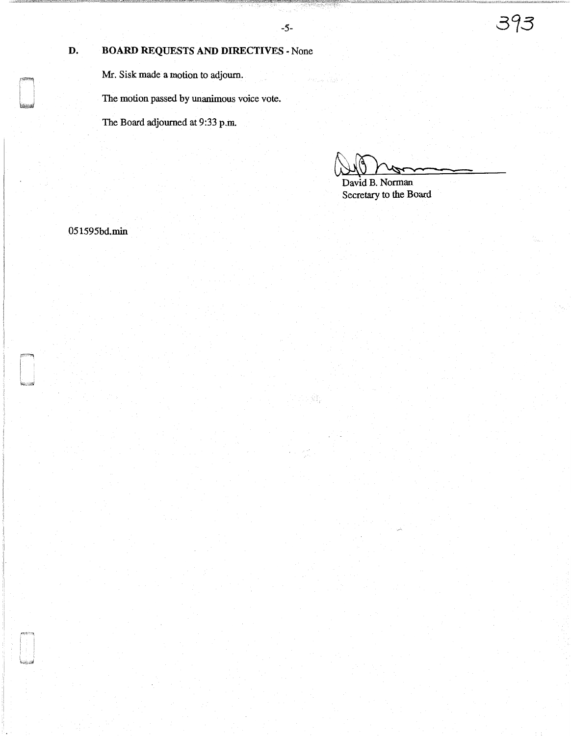**D. BOARD REQUESTS AND DIRECTIVES** - None

Mr. Sisk made a motion to adjourn.

The motion passed by unanimous voice vote.

The Board adjourned at 9:33 p.m.

David B. Norman
Secretary to the Board

051595bd.min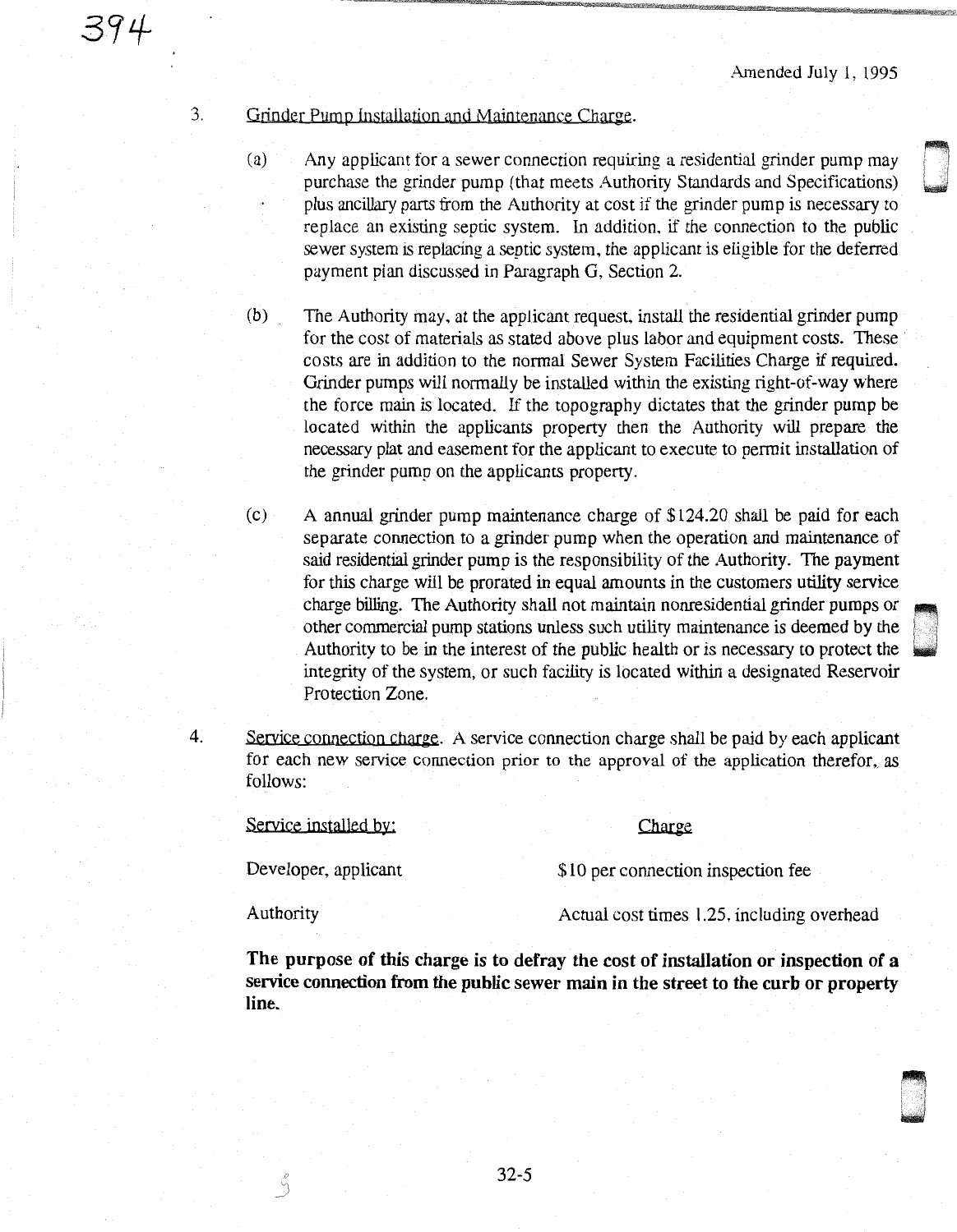Amended July 1, 1995

3. Grinder Pump Installation and Maintenance Charge.

   (a) Any applicant for a sewer connection requiring a residential grinder pump may purchase the grinder pump (that meets Authority Standards and Specifications) plus ancillary parts from the Authority at cost if the grinder pump is necessary to replace an existing septic system. In addition, if the connection to the public sewer system is replacing a septic system, the applicant is eligible for the deferred payment plan discussed in Paragraph G, Section 2.

   (b) The Authority may, at the applicant request, install the residential grinder pump for the cost of materials as stated above plus labor and equipment costs. These costs are in addition to the normal Sewer System Facilities Charge if required. Grinder pumps will normally be installed within the existing right-of-way where the force main is located. If the topography dictates that the grinder pump be located within the applicants property then the Authority will prepare the necessary plat and easement for the applicant to execute to permit installation of the grinder pump on the applicants property.

   (c) A annual grinder pump maintenance charge of $124.20 shall be paid for each separate connection to a grinder pump when the operation and maintenance of said residential grinder pump is the responsibility of the Authority. The payment for this charge will be prorated in equal amounts in the customers utility service charge billing. The Authority shall not maintain nonresidential grinder pumps or other commercial pump stations unless such utility maintenance is deemed by the Authority to be in the interest of the public health or is necessary to protect the integrity of the system, or such facility is located within a designated Reservoir Protection Zone.

4. Service connection charge. A service connection charge shall be paid by each applicant for each new service connection prior to the approval of the application therefor, as follows:

| Service installed by: | Charge |
|---|---|
| Developer, applicant | $10 per connection inspection fee |
| Authority | Actual cost times 1.25, including overhead |

**The purpose of this charge is to defray the cost of installation or inspection of a service connection from the public sewer main in the street to the curb or property line.**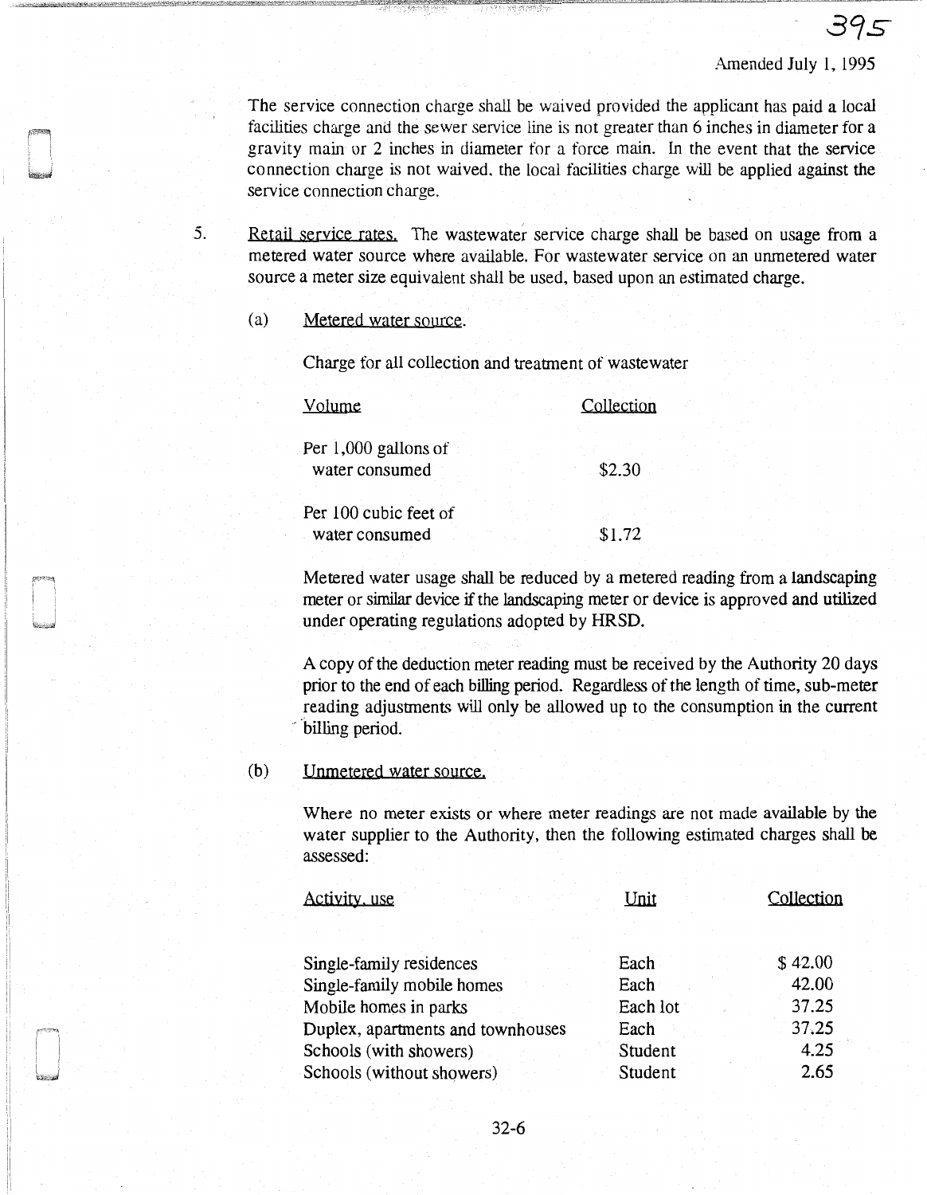Amended July 1, 1995

The service connection charge shall be waived provided the applicant has paid a local facilities charge and the sewer service line is not greater than 6 inches in diameter for a gravity main or 2 inches in diameter for a force main. In the event that the service connection charge is not waived, the local facilities charge will be applied against the service connection charge.

5. Retail service rates. The wastewater service charge shall be based on usage from a metered water source where available. For wastewater service on an unmetered water source a meter size equivalent shall be used, based upon an estimated charge.

(a) Metered water source.

Charge for all collection and treatment of wastewater

| Volume | Collection |
|---|---|
| Per 1,000 gallons of water consumed | $2.30 |
| Per 100 cubic feet of water consumed | $1.72 |

Metered water usage shall be reduced by a metered reading from a landscaping meter or similar device if the landscaping meter or device is approved and utilized under operating regulations adopted by HRSD.

A copy of the deduction meter reading must be received by the Authority 20 days prior to the end of each billing period. Regardless of the length of time, sub-meter reading adjustments will only be allowed up to the consumption in the current billing period.

(b) Unmetered water source.

Where no meter exists or where meter readings are not made available by the water supplier to the Authority, then the following estimated charges shall be assessed:

| Activity, use | Unit | Collection |
|---|---|---|
| Single-family residences | Each | $ 42.00 |
| Single-family mobile homes | Each | 42.00 |
| Mobile homes in parks | Each lot | 37.25 |
| Duplex, apartments and townhouses | Each | 37.25 |
| Schools (with showers) | Student | 4.25 |
| Schools (without showers) | Student | 2.65 |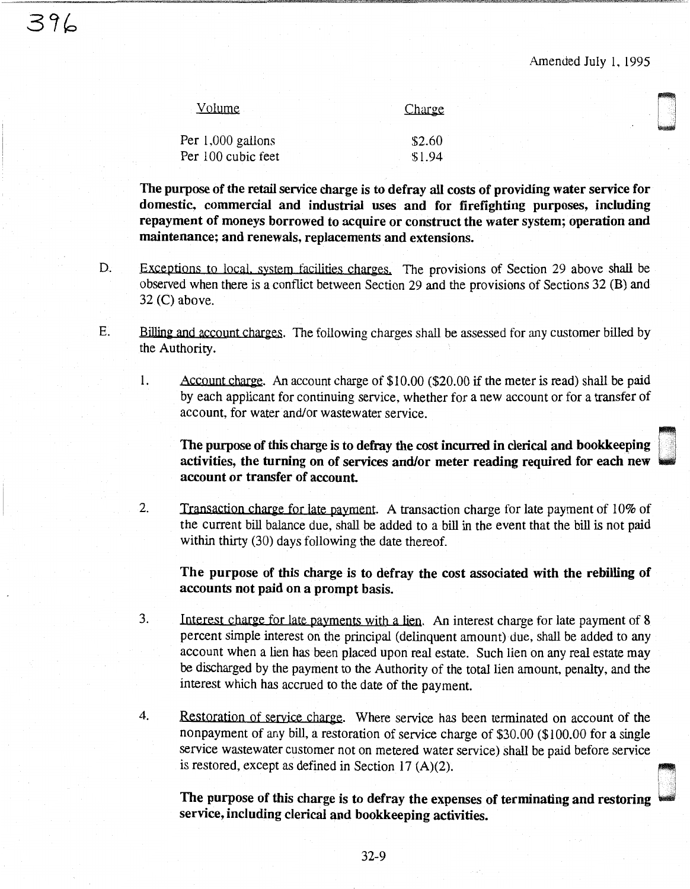Amended July 1, 1995

| Volume | Charge |
| --- | --- |
| Per 1,000 gallons | $2.60 |
| Per 100 cubic feet | $1.94 |

**The purpose of the retail service charge is to defray all costs of providing water service for domestic, commercial and industrial uses and for firefighting purposes, including repayment of moneys borrowed to acquire or construct the water system; operation and maintenance; and renewals, replacements and extensions.**

D. Exceptions to local, system facilities charges. The provisions of Section 29 above shall be observed when there is a conflict between Section 29 and the provisions of Sections 32 (B) and 32 (C) above.

E. Billing and account charges. The following charges shall be assessed for any customer billed by the Authority.

1. Account charge. An account charge of $10.00 ($20.00 if the meter is read) shall be paid by each applicant for continuing service, whether for a new account or for a transfer of account, for water and/or wastewater service.

   **The purpose of this charge is to defray the cost incurred in clerical and bookkeeping activities, the turning on of services and/or meter reading required for each new account or transfer of account.**

2. Transaction charge for late payment. A transaction charge for late payment of 10% of the current bill balance due, shall be added to a bill in the event that the bill is not paid within thirty (30) days following the date thereof.

   **The purpose of this charge is to defray the cost associated with the rebilling of accounts not paid on a prompt basis.**

3. Interest charge for late payments with a lien. An interest charge for late payment of 8 percent simple interest on the principal (delinquent amount) due, shall be added to any account when a lien has been placed upon real estate. Such lien on any real estate may be discharged by the payment to the Authority of the total lien amount, penalty, and the interest which has accrued to the date of the payment.

4. Restoration of service charge. Where service has been terminated on account of the nonpayment of any bill, a restoration of service charge of $30.00 ($100.00 for a single service wastewater customer not on metered water service) shall be paid before service is restored, except as defined in Section 17 (A)(2).

   **The purpose of this charge is to defray the expenses of terminating and restoring service, including clerical and bookkeeping activities.**